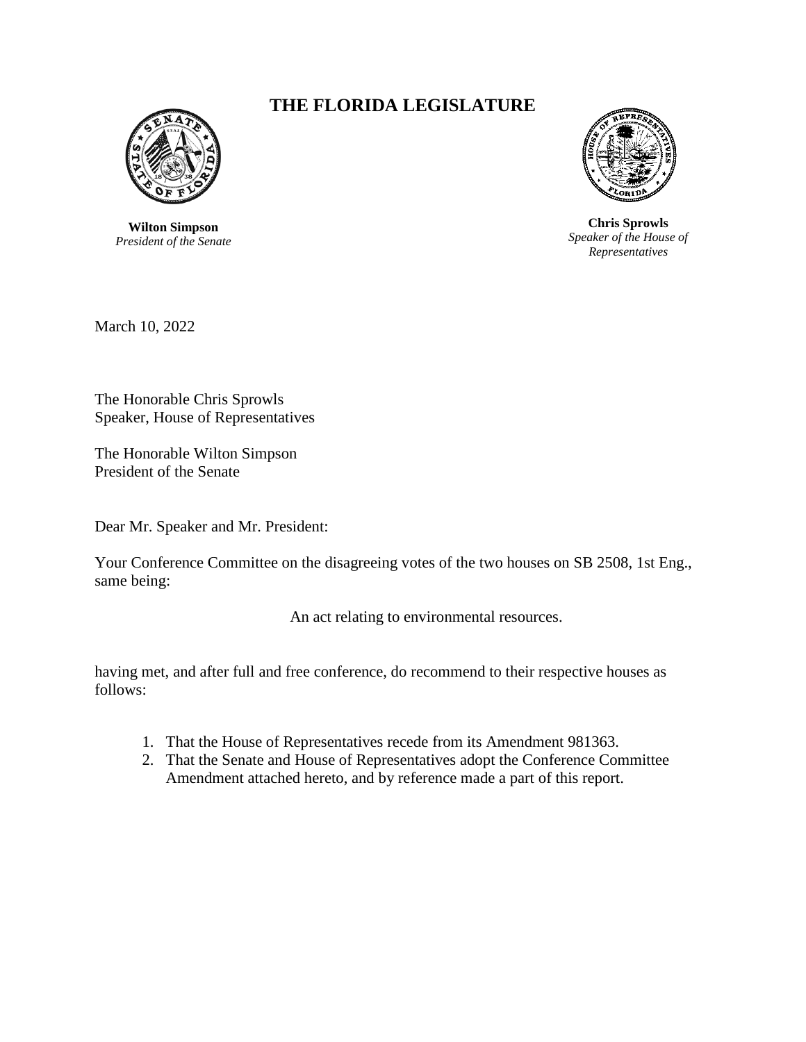# THE FLORIDA LEGISLATURE

**Wilton Simpson**
*President of the Senate*

**Chris Sprowls**
*Speaker of the House of Representatives*

March 10, 2022

The Honorable Chris Sprowls
Speaker, House of Representatives

The Honorable Wilton Simpson
President of the Senate

Dear Mr. Speaker and Mr. President:

Your Conference Committee on the disagreeing votes of the two houses on SB 2508, 1st Eng., same being:

An act relating to environmental resources.

having met, and after full and free conference, do recommend to their respective houses as follows:

1. That the House of Representatives recede from its Amendment 981363.
2. That the Senate and House of Representatives adopt the Conference Committee Amendment attached hereto, and by reference made a part of this report.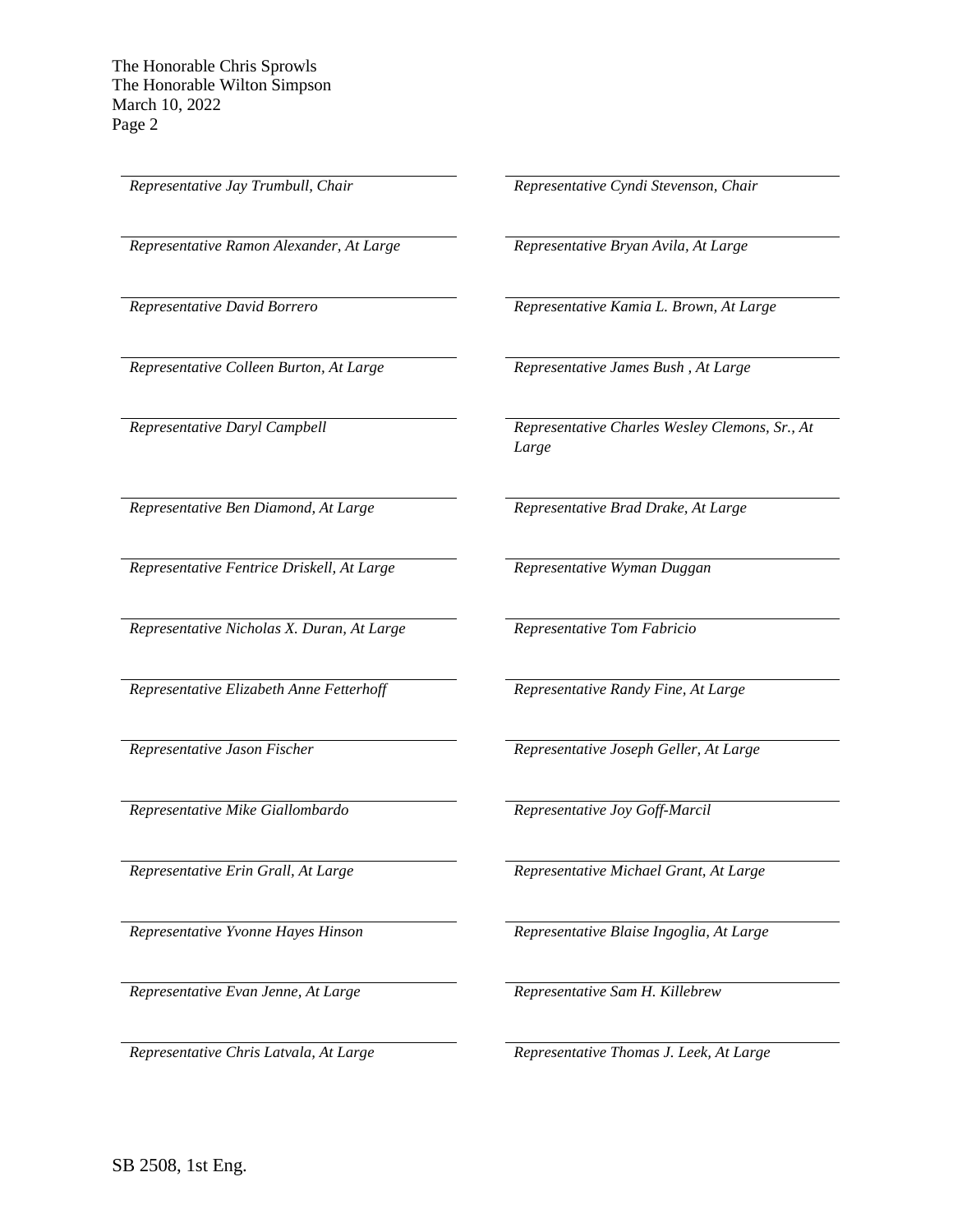*Representative Jay Trumbull, Chair*

*Representative Cyndi Stevenson, Chair*

*Representative Ramon Alexander, At Large*

*Representative Bryan Avila, At Large*

*Representative David Borrero*

*Representative Kamia L. Brown, At Large*

*Representative Colleen Burton, At Large*

*Representative James Bush , At Large*

*Representative Daryl Campbell*

*Representative Charles Wesley Clemons, Sr., At Large*

*Representative Ben Diamond, At Large*

*Representative Brad Drake, At Large*

*Representative Fentrice Driskell, At Large*

*Representative Wyman Duggan*

*Representative Nicholas X. Duran, At Large*

*Representative Tom Fabricio*

*Representative Elizabeth Anne Fetterhoff*

*Representative Randy Fine, At Large*

*Representative Jason Fischer*

*Representative Joseph Geller, At Large*

*Representative Mike Giallombardo*

*Representative Joy Goff-Marcil*

*Representative Erin Grall, At Large*

*Representative Michael Grant, At Large*

*Representative Yvonne Hayes Hinson*

*Representative Blaise Ingoglia, At Large*

*Representative Evan Jenne, At Large*

*Representative Sam H. Killebrew*

*Representative Chris Latvala, At Large*

*Representative Thomas J. Leek, At Large*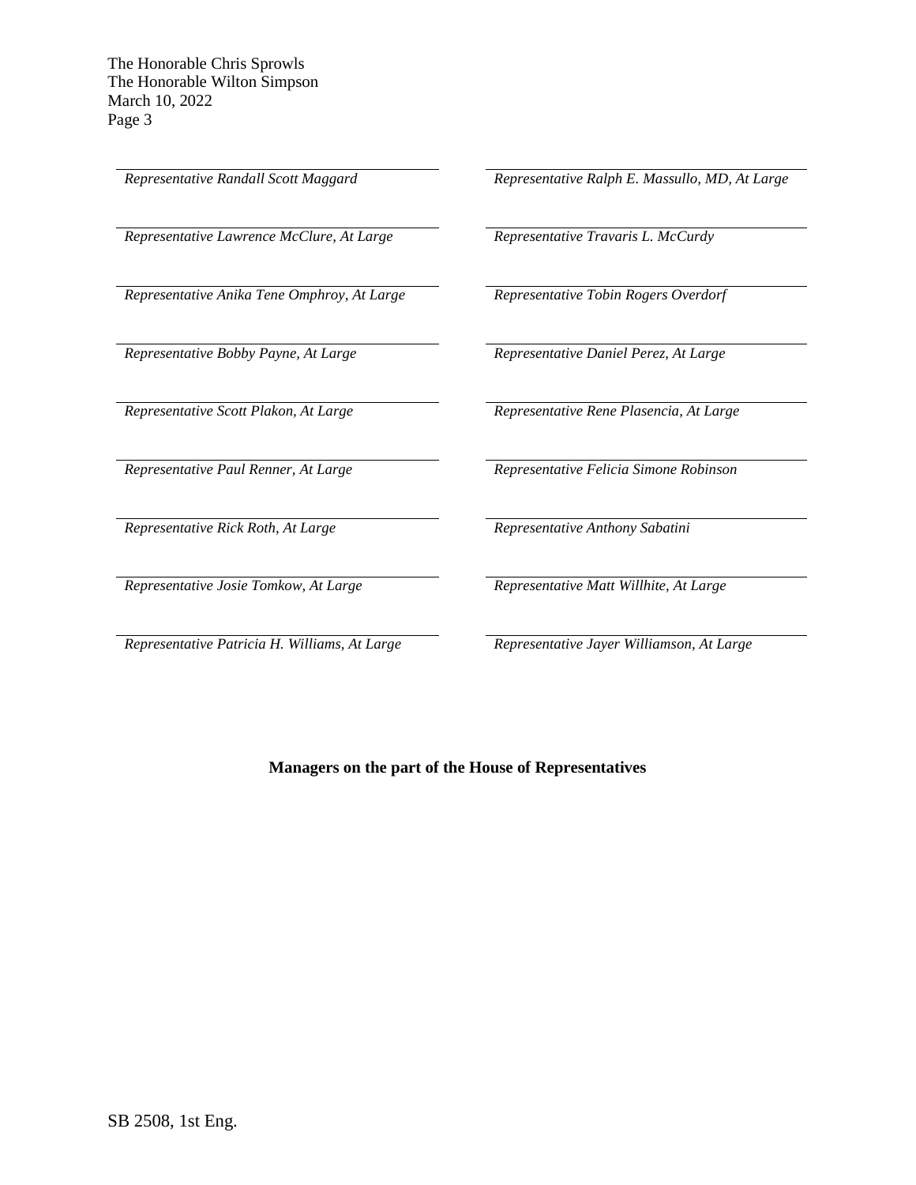*Representative Randall Scott Maggard*

*Representative Ralph E. Massullo, MD, At Large*

*Representative Lawrence McClure, At Large*

*Representative Travaris L. McCurdy*

*Representative Anika Tene Omphroy, At Large*

*Representative Tobin Rogers Overdorf*

*Representative Bobby Payne, At Large*

*Representative Daniel Perez, At Large*

*Representative Scott Plakon, At Large*

*Representative Rene Plasencia, At Large*

*Representative Paul Renner, At Large*

*Representative Felicia Simone Robinson*

*Representative Rick Roth, At Large*

*Representative Anthony Sabatini*

*Representative Josie Tomkow, At Large*

*Representative Matt Willhite, At Large*

*Representative Patricia H. Williams, At Large*

*Representative Jayer Williamson, At Large*

**Managers on the part of the House of Representatives**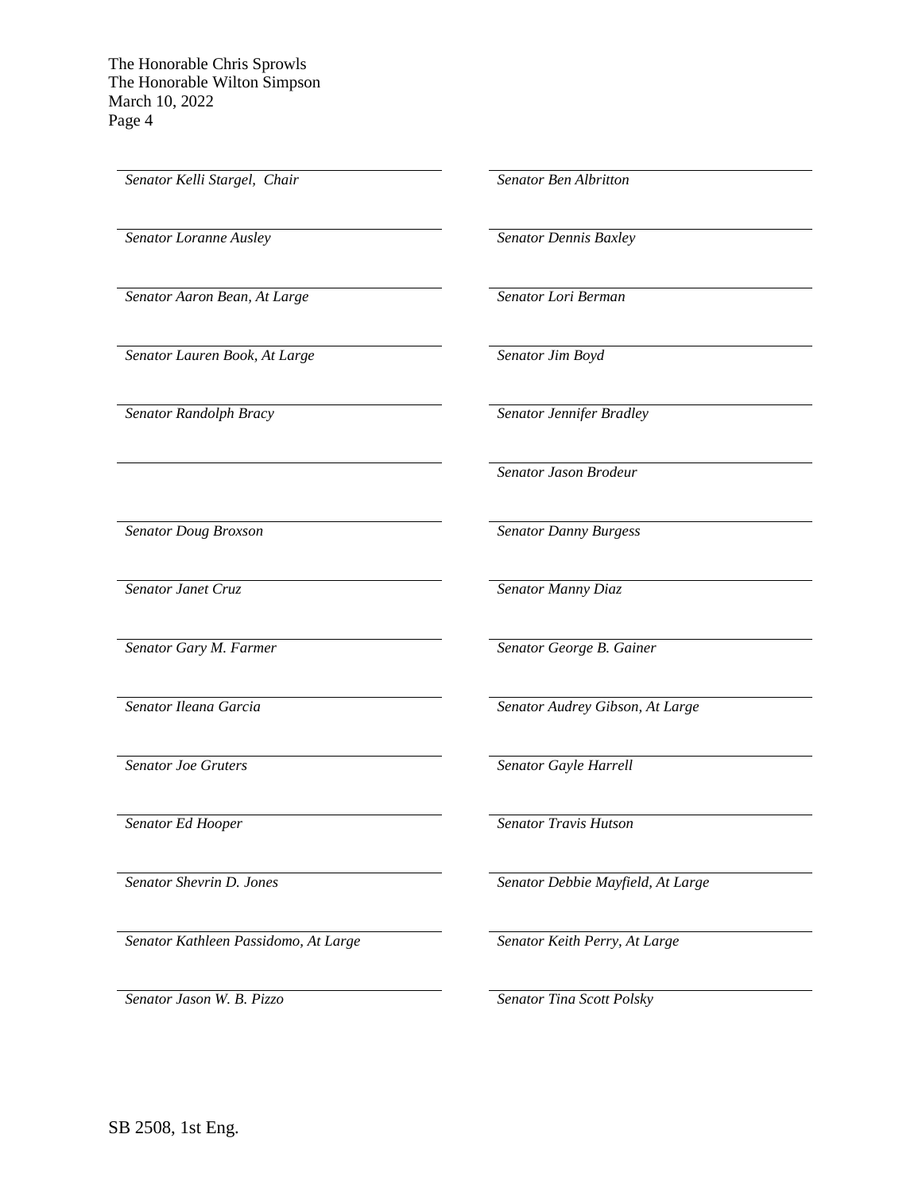The Honorable Chris Sprowls
The Honorable Wilton Simpson
March 10, 2022

| | |
|---|---|
| *Senator Kelli Stargel, Chair* | *Senator Ben Albritton* |
| *Senator Loranne Ausley* | *Senator Dennis Baxley* |
| *Senator Aaron Bean, At Large* | *Senator Lori Berman* |
| *Senator Lauren Book, At Large* | *Senator Jim Boyd* |
| *Senator Randolph Bracy* | *Senator Jennifer Bradley* |
| | *Senator Jason Brodeur* |
| *Senator Doug Broxson* | *Senator Danny Burgess* |
| *Senator Janet Cruz* | *Senator Manny Diaz* |
| *Senator Gary M. Farmer* | *Senator George B. Gainer* |
| *Senator Ileana Garcia* | *Senator Audrey Gibson, At Large* |
| *Senator Joe Gruters* | *Senator Gayle Harrell* |
| *Senator Ed Hooper* | *Senator Travis Hutson* |
| *Senator Shevrin D. Jones* | *Senator Debbie Mayfield, At Large* |
| *Senator Kathleen Passidomo, At Large* | *Senator Keith Perry, At Large* |
| *Senator Jason W. B. Pizzo* | *Senator Tina Scott Polsky* |

SB 2508, 1st Eng.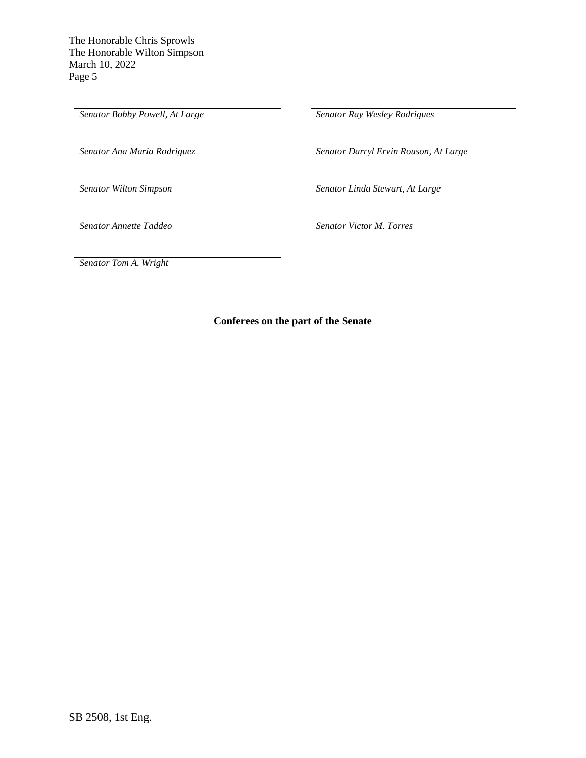*Senator Bobby Powell, At Large*

*Senator Ray Wesley Rodrigues*

*Senator Ana Maria Rodriguez*

*Senator Darryl Ervin Rouson, At Large*

*Senator Wilton Simpson*

*Senator Linda Stewart, At Large*

*Senator Annette Taddeo*

*Senator Victor M. Torres*

*Senator Tom A. Wright*

**Conferees on the part of the Senate**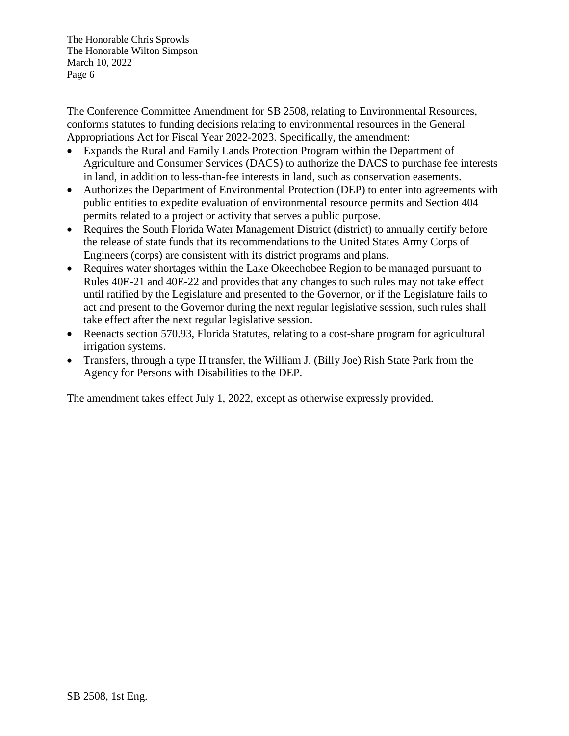The Conference Committee Amendment for SB 2508, relating to Environmental Resources, conforms statutes to funding decisions relating to environmental resources in the General Appropriations Act for Fiscal Year 2022-2023. Specifically, the amendment:

- Expands the Rural and Family Lands Protection Program within the Department of Agriculture and Consumer Services (DACS) to authorize the DACS to purchase fee interests in land, in addition to less-than-fee interests in land, such as conservation easements.
- Authorizes the Department of Environmental Protection (DEP) to enter into agreements with public entities to expedite evaluation of environmental resource permits and Section 404 permits related to a project or activity that serves a public purpose.
- Requires the South Florida Water Management District (district) to annually certify before the release of state funds that its recommendations to the United States Army Corps of Engineers (corps) are consistent with its district programs and plans.
- Requires water shortages within the Lake Okeechobee Region to be managed pursuant to Rules 40E-21 and 40E-22 and provides that any changes to such rules may not take effect until ratified by the Legislature and presented to the Governor, or if the Legislature fails to act and present to the Governor during the next regular legislative session, such rules shall take effect after the next regular legislative session.
- Reenacts section 570.93, Florida Statutes, relating to a cost-share program for agricultural irrigation systems.
- Transfers, through a type II transfer, the William J. (Billy Joe) Rish State Park from the Agency for Persons with Disabilities to the DEP.

The amendment takes effect July 1, 2022, except as otherwise expressly provided.

SB 2508, 1st Eng.